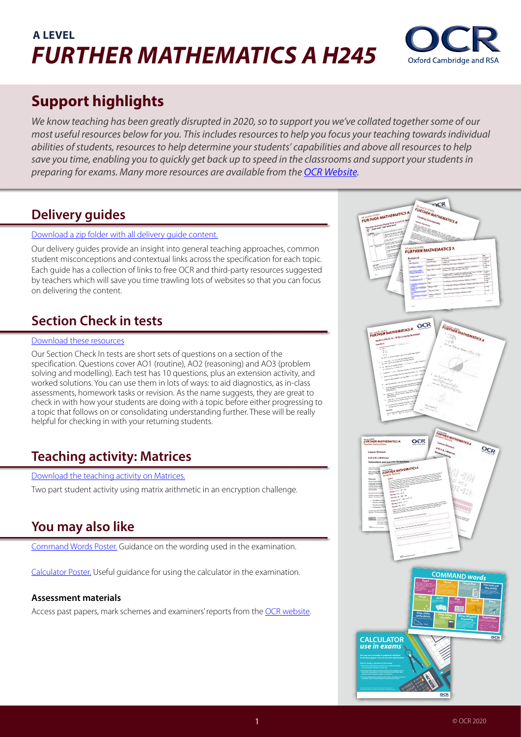# A LEVEL

# *FURTHER MATHEMATICS A H245*

## Support highlights

*We know teaching has been greatly disrupted in 2020, so to support you we've collated together some of our most useful resources below for you. This includes resources to help you focus your teaching towards individual abilities of students, resources to help determine your students' capabilities and above all resources to help save you time, enabling you to quickly get back up to speed in the classrooms and support your students in preparing for exams. Many more resources are available from the [OCR Website](#).*

## Delivery guides

[Download a zip folder with all delivery guide content.](#)

Our delivery guides provide an insight into general teaching approaches, common student misconceptions and contextual links across the specification for each topic. Each guide has a collection of links to free OCR and third-party resources suggested by teachers which will save you time trawling lots of websites so that you can focus on delivering the content.

## Section Check in tests

[Download these resources](#)

Our Section Check In tests are short sets of questions on a section of the specification. Questions cover AO1 (routine), AO2 (reasoning) and AO3 (problem solving and modelling). Each test has 10 questions, plus an extension activity, and worked solutions. You can use them in lots of ways: to aid diagnostics, as in-class assessments, homework tasks or revision. As the name suggests, they are great to check in with how your students are doing with a topic before either progressing to a topic that follows on or consolidating understanding further. These will be really helpful for checking in with your returning students.

## Teaching activity: Matrices

[Download the teaching activity on Matrices.](#)

Two part student activity using matrix arithmetic in an encryption challenge.

## You may also like

[Command Words Poster.](#) Guidance on the wording used in the examination.

[Calculator Poster.](#) Useful guidance for using the calculator in the examination.

### Assessment materials

Access past papers, mark schemes and examiners' reports from the [OCR website](#).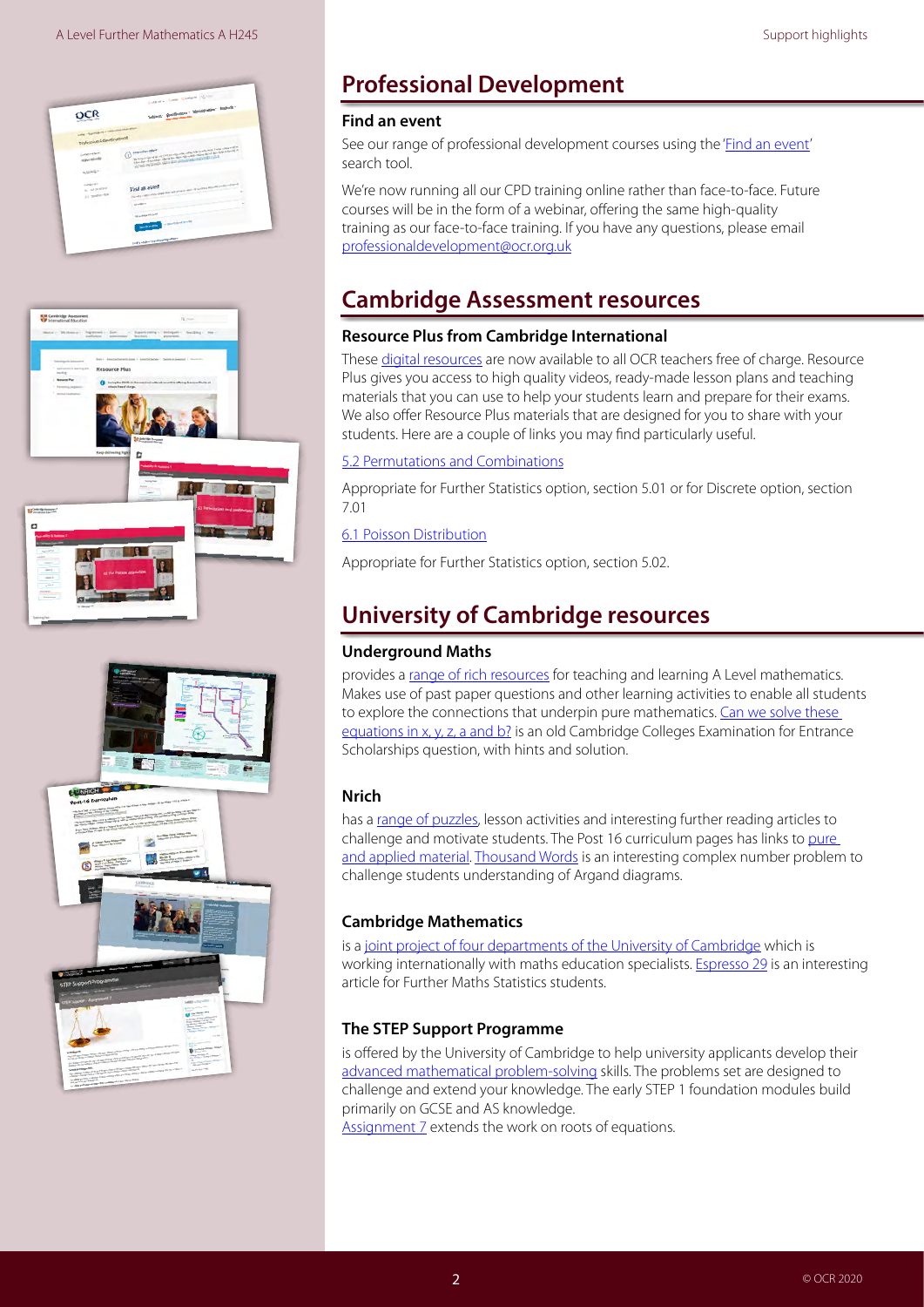## Professional Development

### Find an event

See our range of professional development courses using the 'Find an event' search tool.

We're now running all our CPD training online rather than face-to-face. Future courses will be in the form of a webinar, offering the same high-quality training as our face-to-face training. If you have any questions, please email professionaldevelopment@ocr.org.uk

## Cambridge Assessment resources

### Resource Plus from Cambridge International

These digital resources are now available to all OCR teachers free of charge. Resource Plus gives you access to high quality videos, ready-made lesson plans and teaching materials that you can use to help your students learn and prepare for their exams. We also offer Resource Plus materials that are designed for you to share with your students. Here are a couple of links you may find particularly useful.

5.2 Permutations and Combinations

Appropriate for Further Statistics option, section 5.01 or for Discrete option, section 7.01

6.1 Poisson Distribution

Appropriate for Further Statistics option, section 5.02.

## University of Cambridge resources

### Underground Maths

provides a range of rich resources for teaching and learning A Level mathematics. Makes use of past paper questions and other learning activities to enable all students to explore the connections that underpin pure mathematics. Can we solve these equations in x, y, z, a and b? is an old Cambridge Colleges Examination for Entrance Scholarships question, with hints and solution.

### Nrich

has a range of puzzles, lesson activities and interesting further reading articles to challenge and motivate students. The Post 16 curriculum pages has links to pure and applied material. Thousand Words is an interesting complex number problem to challenge students understanding of Argand diagrams.

### Cambridge Mathematics

is a joint project of four departments of the University of Cambridge which is working internationally with maths education specialists. Espresso 29 is an interesting article for Further Maths Statistics students.

### The STEP Support Programme

is offered by the University of Cambridge to help university applicants develop their advanced mathematical problem-solving skills. The problems set are designed to challenge and extend your knowledge. The early STEP 1 foundation modules build primarily on GCSE and AS knowledge.
Assignment 7 extends the work on roots of equations.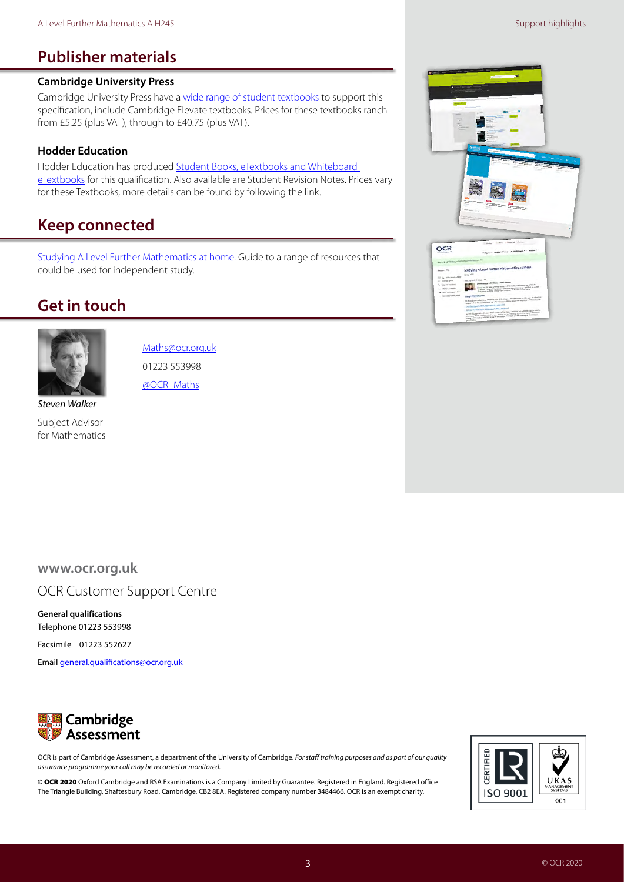## Publisher materials

### Cambridge University Press

Cambridge University Press have a wide range of student textbooks to support this specification, include Cambridge Elevate textbooks. Prices for these textbooks ranch from £5.25 (plus VAT), through to £40.75 (plus VAT).

### Hodder Education

Hodder Education has produced Student Books, eTextbooks and Whiteboard eTextbooks for this qualification. Also available are Student Revision Notes. Prices vary for these Textbooks, more details can be found by following the link.

## Keep connected

Studying A Level Further Mathematics at home. Guide to a range of resources that could be used for independent study.

## Get in touch

*Steven Walker*

Subject Advisor for Mathematics

Maths@ocr.org.uk

01223 553998

@OCR_Maths

**www.ocr.org.uk**

OCR Customer Support Centre

**General qualifications**

Telephone 01223 553998

Facsimile 01223 552627

Email general.qualifications@ocr.org.uk

OCR is part of Cambridge Assessment, a department of the University of Cambridge. *For staff training purposes and as part of our quality assurance programme your call may be recorded or monitored.*

**© OCR 2020** Oxford Cambridge and RSA Examinations is a Company Limited by Guarantee. Registered in England. Registered office The Triangle Building, Shaftesbury Road, Cambridge, CB2 8EA. Registered company number 3484466. OCR is an exempt charity.